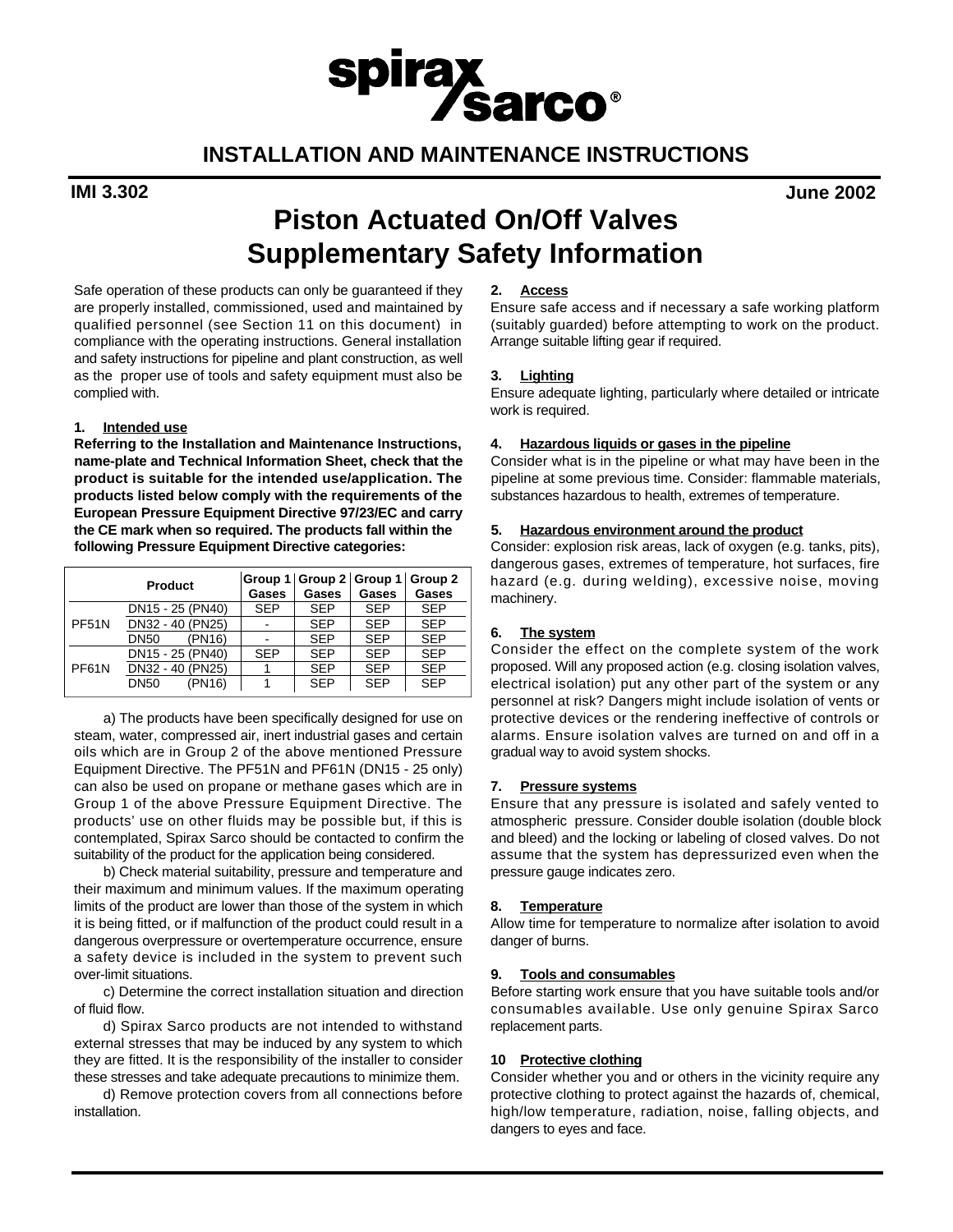# INSTALLATION AND MAINTENANCE INSTRUCTIONS

**IMI 3.302** **June 2002**

# Piston Actuated On/Off Valves Supplementary Safety Information

Safe operation of these products can only be guaranteed if they are properly installed, commissioned, used and maintained by qualified personnel (see Section 11 on this document) in compliance with the operating instructions. General installation and safety instructions for pipeline and plant construction, as well as the proper use of tools and safety equipment must also be complied with.

### 1. Intended use

**Referring to the Installation and Maintenance Instructions, name-plate and Technical Information Sheet, check that the product is suitable for the intended use/application. The products listed below comply with the requirements of the European Pressure Equipment Directive 97/23/EC and carry the CE mark when so required. The products fall within the following Pressure Equipment Directive categories:**

| Product | | Group 1 Gases | Group 2 Gases | Group 1 Gases | Group 2 Gases |
|---|---|---|---|---|---|
| PF51N | DN15 - 25 (PN40) | SEP | SEP | SEP | SEP |
| | DN32 - 40 (PN25) | - | SEP | SEP | SEP |
| | DN50 (PN16) | - | SEP | SEP | SEP |
| PF61N | DN15 - 25 (PN40) | SEP | SEP | SEP | SEP |
| | DN32 - 40 (PN25) | 1 | SEP | SEP | SEP |
| | DN50 (PN16) | 1 | SEP | SEP | SEP |

a) The products have been specifically designed for use on steam, water, compressed air, inert industrial gases and certain oils which are in Group 2 of the above mentioned Pressure Equipment Directive. The PF51N and PF61N (DN15 - 25 only) can also be used on propane or methane gases which are in Group 1 of the above Pressure Equipment Directive. The products' use on other fluids may be possible but, if this is contemplated, Spirax Sarco should be contacted to confirm the suitability of the product for the application being considered.

b) Check material suitability, pressure and temperature and their maximum and minimum values. If the maximum operating limits of the product are lower than those of the system in which it is being fitted, or if malfunction of the product could result in a dangerous overpressure or overtemperature occurrence, ensure a safety device is included in the system to prevent such over-limit situations.

c) Determine the correct installation situation and direction of fluid flow.

d) Spirax Sarco products are not intended to withstand external stresses that may be induced by any system to which they are fitted. It is the responsibility of the installer to consider these stresses and take adequate precautions to minimize them.

d) Remove protection covers from all connections before installation.

### 2. Access

Ensure safe access and if necessary a safe working platform (suitably guarded) before attempting to work on the product. Arrange suitable lifting gear if required.

### 3. Lighting

Ensure adequate lighting, particularly where detailed or intricate work is required.

### 4. Hazardous liquids or gases in the pipeline

Consider what is in the pipeline or what may have been in the pipeline at some previous time. Consider: flammable materials, substances hazardous to health, extremes of temperature.

### 5. Hazardous environment around the product

Consider: explosion risk areas, lack of oxygen (e.g. tanks, pits), dangerous gases, extremes of temperature, hot surfaces, fire hazard (e.g. during welding), excessive noise, moving machinery.

### 6. The system

Consider the effect on the complete system of the work proposed. Will any proposed action (e.g. closing isolation valves, electrical isolation) put any other part of the system or any personnel at risk? Dangers might include isolation of vents or protective devices or the rendering ineffective of controls or alarms. Ensure isolation valves are turned on and off in a gradual way to avoid system shocks.

### 7. Pressure systems

Ensure that any pressure is isolated and safely vented to atmospheric pressure. Consider double isolation (double block and bleed) and the locking or labeling of closed valves. Do not assume that the system has depressurized even when the pressure gauge indicates zero.

### 8. Temperature

Allow time for temperature to normalize after isolation to avoid danger of burns.

### 9. Tools and consumables

Before starting work ensure that you have suitable tools and/or consumables available. Use only genuine Spirax Sarco replacement parts.

### 10 Protective clothing

Consider whether you and or others in the vicinity require any protective clothing to protect against the hazards of, chemical, high/low temperature, radiation, noise, falling objects, and dangers to eyes and face.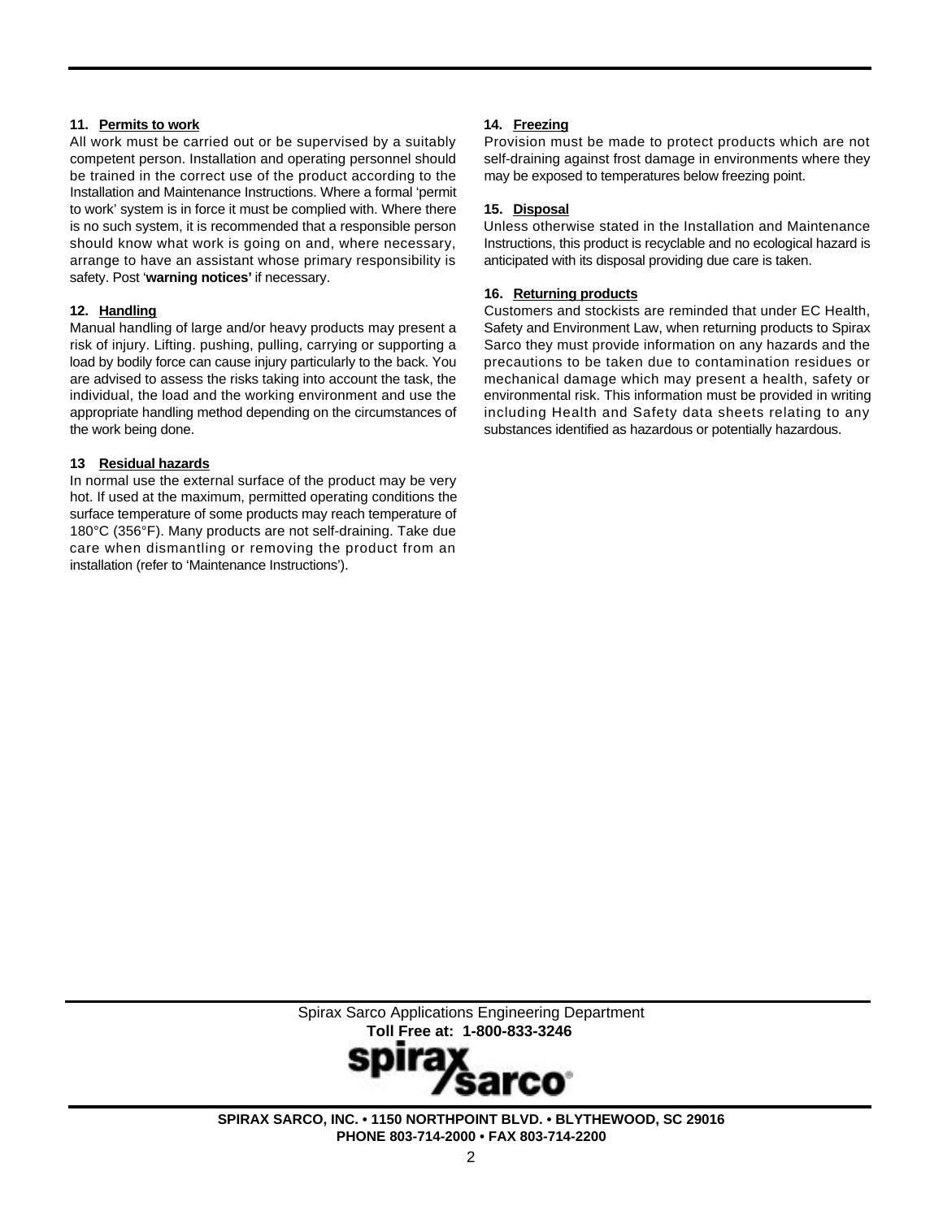#### 11. Permits to work

All work must be carried out or be supervised by a suitably competent person. Installation and operating personnel should be trained in the correct use of the product according to the Installation and Maintenance Instructions. Where a formal 'permit to work' system is in force it must be complied with. Where there is no such system, it is recommended that a responsible person should know what work is going on and, where necessary, arrange to have an assistant whose primary responsibility is safety. Post '**warning notices'** if necessary.

#### 12. Handling

Manual handling of large and/or heavy products may present a risk of injury. Lifting. pushing, pulling, carrying or supporting a load by bodily force can cause injury particularly to the back. You are advised to assess the risks taking into account the task, the individual, the load and the working environment and use the appropriate handling method depending on the circumstances of the work being done.

#### 13 Residual hazards

In normal use the external surface of the product may be very hot. If used at the maximum, permitted operating conditions the surface temperature of some products may reach temperature of 180°C (356°F). Many products are not self-draining. Take due care when dismantling or removing the product from an installation (refer to 'Maintenance Instructions').

#### 14. Freezing

Provision must be made to protect products which are not self-draining against frost damage in environments where they may be exposed to temperatures below freezing point.

#### 15. Disposal

Unless otherwise stated in the Installation and Maintenance Instructions, this product is recyclable and no ecological hazard is anticipated with its disposal providing due care is taken.

#### 16. Returning products

Customers and stockists are reminded that under EC Health, Safety and Environment Law, when returning products to Spirax Sarco they must provide information on any hazards and the precautions to be taken due to contamination residues or mechanical damage which may present a health, safety or environmental risk. This information must be provided in writing including Health and Safety data sheets relating to any substances identified as hazardous or potentially hazardous.

Spirax Sarco Applications Engineering Department
**Toll Free at: 1-800-833-3246**

spirax sarco

**SPIRAX SARCO, INC. • 1150 NORTHPOINT BLVD. • BLYTHEWOOD, SC 29016**
**PHONE 803-714-2000 • FAX 803-714-2200**